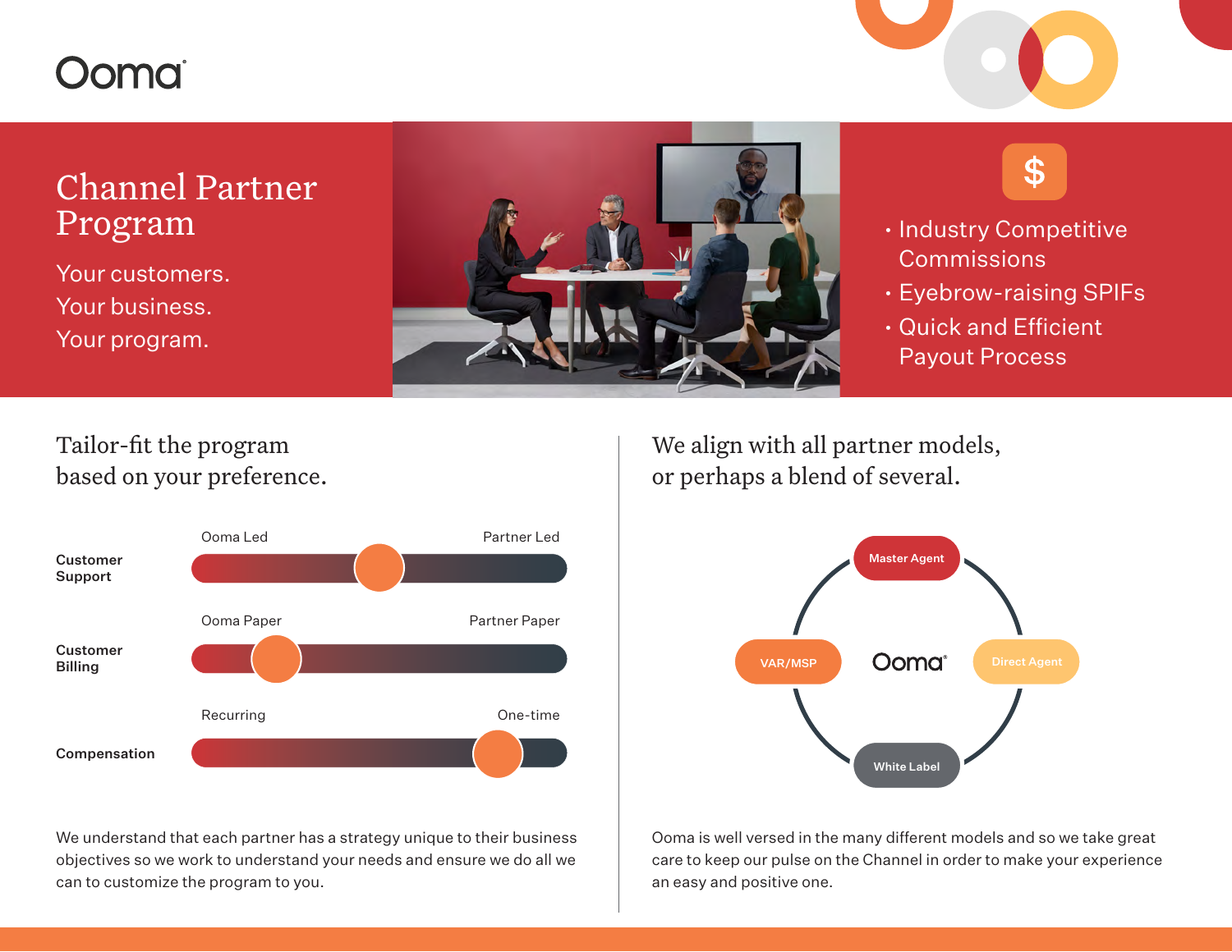Ooma

# Channel Partner Program

Your customers.
Your business.
Your program.

- Industry Competitive Commissions
- Eyebrow-raising SPIFs
- Quick and Efficient Payout Process

## Tailor-fit the program based on your preference.

**Customer Support** — Ooma Led / Partner Led

**Customer Billing** — Ooma Paper / Partner Paper

**Compensation** — Recurring / One-time

We understand that each partner has a strategy unique to their business objectives so we work to understand your needs and ensure we do all we can to customize the program to you.

## We align with all partner models, or perhaps a blend of several.

Master Agent

VAR/MSP

Ooma

Direct Agent

White Label

Ooma is well versed in the many different models and so we take great care to keep our pulse on the Channel in order to make your experience an easy and positive one.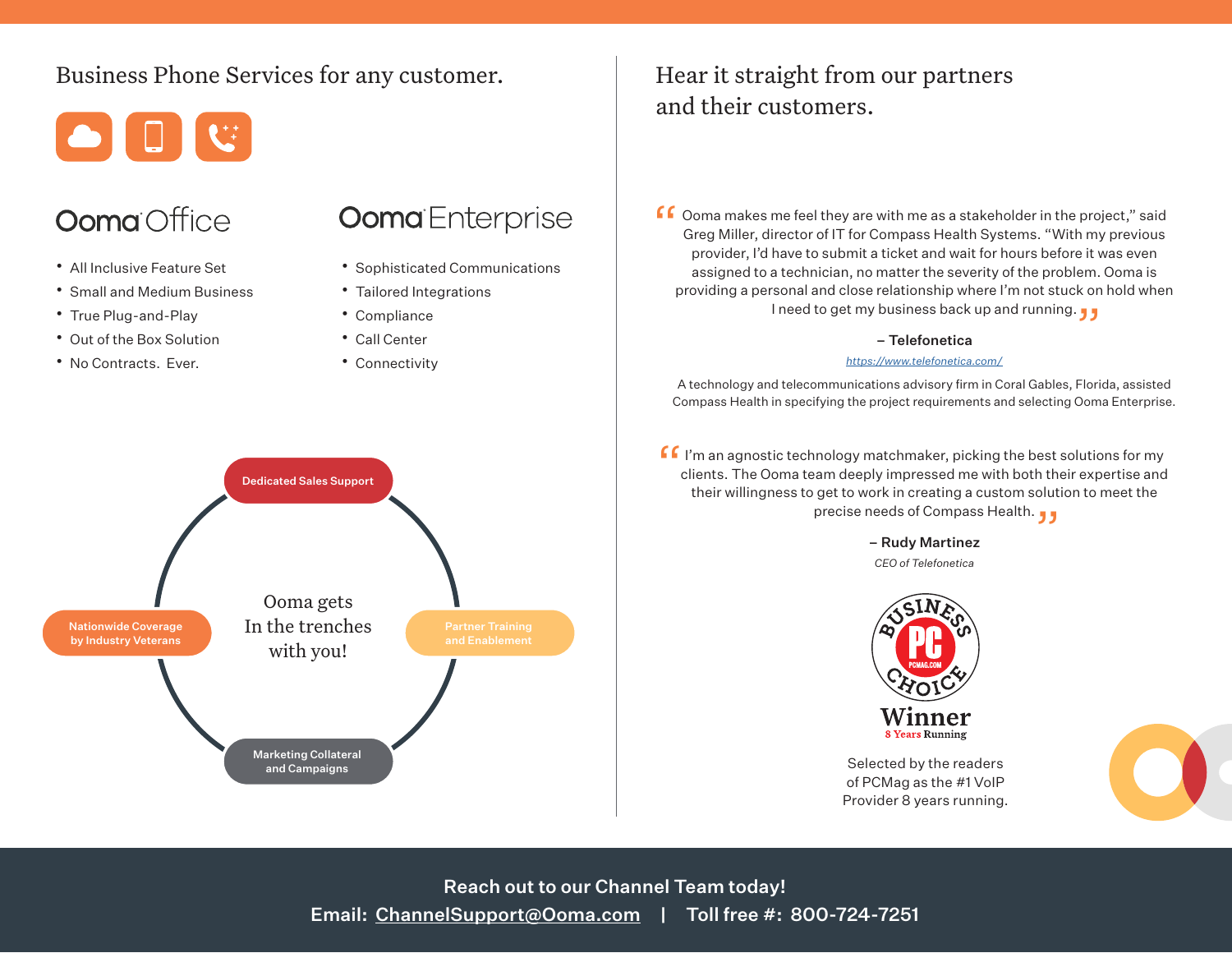## Business Phone Services for any customer.

### Ooma Office

- All Inclusive Feature Set
- Small and Medium Business
- True Plug-and-Play
- Out of the Box Solution
- No Contracts. Ever.

### Ooma Enterprise

- Sophisticated Communications
- Tailored Integrations
- Compliance
- Call Center
- Connectivity

Dedicated Sales Support

Nationwide Coverage by Industry Veterans

Ooma gets In the trenches with you!

Partner Training and Enablement

Marketing Collateral and Campaigns

## Hear it straight from our partners and their customers.

"Ooma makes me feel they are with me as a stakeholder in the project," said Greg Miller, director of IT for Compass Health Systems. "With my previous provider, I'd have to submit a ticket and wait for hours before it was even assigned to a technician, no matter the severity of the problem. Ooma is providing a personal and close relationship where I'm not stuck on hold when I need to get my business back up and running."

**– Telefonetica**

https://www.telefonetica.com/

A technology and telecommunications advisory firm in Coral Gables, Florida, assisted Compass Health in specifying the project requirements and selecting Ooma Enterprise.

"I'm an agnostic technology matchmaker, picking the best solutions for my clients. The Ooma team deeply impressed me with both their expertise and their willingness to get to work in creating a custom solution to meet the precise needs of Compass Health."

**– Rudy Martinez**

*CEO of Telefonetica*

Business PC PCMAG.COM Choice

Winner

8 Years Running

Selected by the readers of PCMag as the #1 VoIP Provider 8 years running.

**Reach out to our Channel Team today!**

**Email: ChannelSupport@Ooma.com | Toll free #: 800-724-7251**